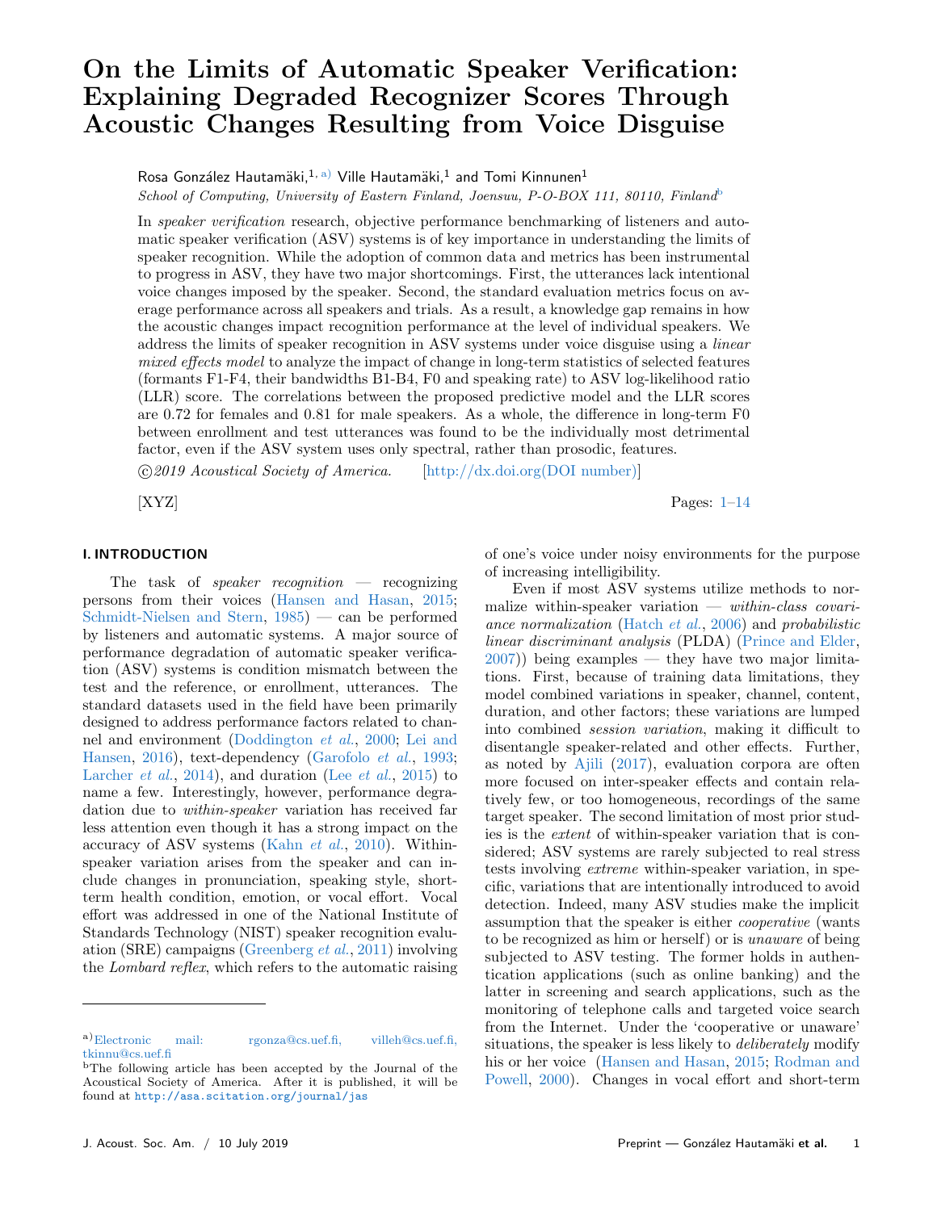# On the Limits of Automatic Speaker Verification: Explaining Degraded Recognizer Scores Through Acoustic Changes Resulting from Voice Disguise

Rosa González Hautamäki,[1, a)] Ville Hautamäki,[1] and Tomi Kinnunen[1]

*School of Computing, University of Eastern Finland, Joensuu, P-O-BOX 111, 80110, Finland*[b]

In *speaker verification* research, objective performance benchmarking of listeners and automatic speaker verification (ASV) systems is of key importance in understanding the limits of speaker recognition. While the adoption of common data and metrics has been instrumental to progress in ASV, they have two major shortcomings. First, the utterances lack intentional voice changes imposed by the speaker. Second, the standard evaluation metrics focus on average performance across all speakers and trials. As a result, a knowledge gap remains in how the acoustic changes impact recognition performance at the level of individual speakers. We address the limits of speaker recognition in ASV systems under voice disguise using a *linear mixed effects model* to analyze the impact of change in long-term statistics of selected features (formants F1-F4, their bandwidths B1-B4, F0 and speaking rate) to ASV log-likelihood ratio (LLR) score. The correlations between the proposed predictive model and the LLR scores are 0.72 for females and 0.81 for male speakers. As a whole, the difference in long-term F0 between enrollment and test utterances was found to be the individually most detrimental factor, even if the ASV system uses only spectral, rather than prosodic, features.

©*2019 Acoustical Society of America.* [http://dx.doi.org(DOI number)]

[XYZ] Pages: 1–14

## I. INTRODUCTION

The task of *speaker recognition* — recognizing persons from their voices (Hansen and Hasan, 2015; Schmidt-Nielsen and Stern, 1985) — can be performed by listeners and automatic systems. A major source of performance degradation of automatic speaker verification (ASV) systems is condition mismatch between the test and the reference, or enrollment, utterances. The standard datasets used in the field have been primarily designed to address performance factors related to channel and environment (Doddington *et al.*, 2000; Lei and Hansen, 2016), text-dependency (Garofolo *et al.*, 1993; Larcher *et al.*, 2014), and duration (Lee *et al.*, 2015) to name a few. Interestingly, however, performance degradation due to *within-speaker* variation has received far less attention even though it has a strong impact on the accuracy of ASV systems (Kahn *et al.*, 2010). Within-speaker variation arises from the speaker and can include changes in pronunciation, speaking style, short-term health condition, emotion, or vocal effort. Vocal effort was addressed in one of the National Institute of Standards Technology (NIST) speaker recognition evaluation (SRE) campaigns (Greenberg *et al.*, 2011) involving the *Lombard reflex*, which refers to the automatic raising of one's voice under noisy environments for the purpose of increasing intelligibility.

Even if most ASV systems utilize methods to normalize within-speaker variation — *within-class covariance normalization* (Hatch *et al.*, 2006) and *probabilistic linear discriminant analysis* (PLDA) (Prince and Elder, 2007)) being examples — they have two major limitations. First, because of training data limitations, they model combined variations in speaker, channel, content, duration, and other factors; these variations are lumped into combined *session variation*, making it difficult to disentangle speaker-related and other effects. Further, as noted by Ajili (2017), evaluation corpora are often more focused on inter-speaker effects and contain relatively few, or too homogeneous, recordings of the same target speaker. The second limitation of most prior studies is the *extent* of within-speaker variation that is considered; ASV systems are rarely subjected to real stress tests involving *extreme* within-speaker variation, in specific, variations that are intentionally introduced to avoid detection. Indeed, many ASV studies make the implicit assumption that the speaker is either *cooperative* (wants to be recognized as him or herself) or is *unaware* of being subjected to ASV testing. The former holds in authentication applications (such as online banking) and the latter in screening and search applications, such as the monitoring of telephone calls and targeted voice search from the Internet. Under the 'cooperative or unaware' situations, the speaker is less likely to *deliberately* modify his or her voice (Hansen and Hasan, 2015; Rodman and Powell, 2000). Changes in vocal effort and short-term

---

a) Electronic mail: rgonza@cs.uef.fi, villeh@cs.uef.fi, tkinnu@cs.uef.fi

b) The following article has been accepted by the Journal of the Acoustical Society of America. After it is published, it will be found at http://asa.scitation.org/journal/jas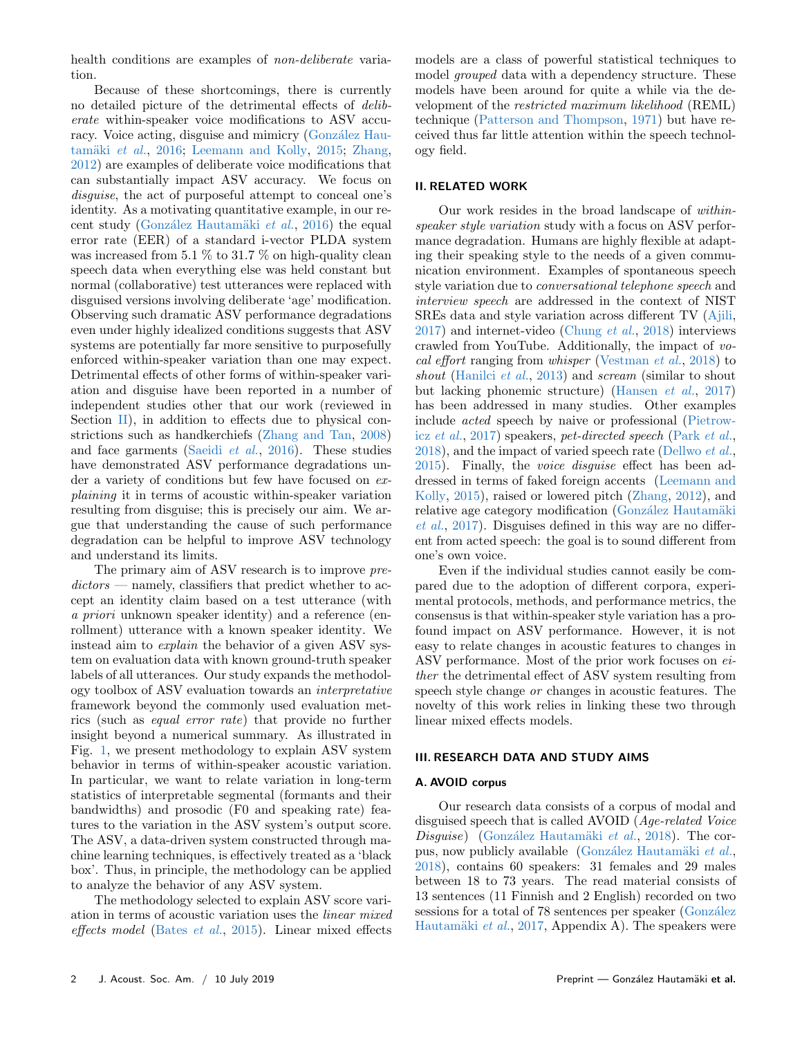health conditions are examples of *non-deliberate* variation.

Because of these shortcomings, there is currently no detailed picture of the detrimental effects of *deliberate* within-speaker voice modifications to ASV accuracy. Voice acting, disguise and mimicry (González Hautamäki *et al.*, 2016; Leemann and Kolly, 2015; Zhang, 2012) are examples of deliberate voice modifications that can substantially impact ASV accuracy. We focus on *disguise*, the act of purposeful attempt to conceal one's identity. As a motivating quantitative example, in our recent study (González Hautamäki *et al.*, 2016) the equal error rate (EER) of a standard i-vector PLDA system was increased from 5.1 % to 31.7 % on high-quality clean speech data when everything else was held constant but normal (collaborative) test utterances were replaced with disguised versions involving deliberate 'age' modification. Observing such dramatic ASV performance degradations even under highly idealized conditions suggests that ASV systems are potentially far more sensitive to purposefully enforced within-speaker variation than one may expect. Detrimental effects of other forms of within-speaker variation and disguise have been reported in a number of independent studies other that our work (reviewed in Section II), in addition to effects due to physical constrictions such as handkerchiefs (Zhang and Tan, 2008) and face garments (Saeidi *et al.*, 2016). These studies have demonstrated ASV performance degradations under a variety of conditions but few have focused on *explaining* it in terms of acoustic within-speaker variation resulting from disguise; this is precisely our aim. We argue that understanding the cause of such performance degradation can be helpful to improve ASV technology and understand its limits.

The primary aim of ASV research is to improve *predictors* — namely, classifiers that predict whether to accept an identity claim based on a test utterance (with *a priori* unknown speaker identity) and a reference (enrollment) utterance with a known speaker identity. We instead aim to *explain* the behavior of a given ASV system on evaluation data with known ground-truth speaker labels of all utterances. Our study expands the methodology toolbox of ASV evaluation towards an *interpretative* framework beyond the commonly used evaluation metrics (such as *equal error rate*) that provide no further insight beyond a numerical summary. As illustrated in Fig. 1, we present methodology to explain ASV system behavior in terms of within-speaker acoustic variation. In particular, we want to relate variation in long-term statistics of interpretable segmental (formants and their bandwidths) and prosodic (F0 and speaking rate) features to the variation in the ASV system's output score. The ASV, a data-driven system constructed through machine learning techniques, is effectively treated as a 'black box'. Thus, in principle, the methodology can be applied to analyze the behavior of any ASV system.

The methodology selected to explain ASV score variation in terms of acoustic variation uses the *linear mixed effects model* (Bates *et al.*, 2015). Linear mixed effects models are a class of powerful statistical techniques to model *grouped* data with a dependency structure. These models have been around for quite a while via the development of the *restricted maximum likelihood* (REML) technique (Patterson and Thompson, 1971) but have received thus far little attention within the speech technology field.

## II. RELATED WORK

Our work resides in the broad landscape of *within-speaker style variation* study with a focus on ASV performance degradation. Humans are highly flexible at adapting their speaking style to the needs of a given communication environment. Examples of spontaneous speech style variation due to *conversational telephone speech* and *interview speech* are addressed in the context of NIST SREs data and style variation across different TV (Ajili, 2017) and internet-video (Chung *et al.*, 2018) interviews crawled from YouTube. Additionally, the impact of *vocal effort* ranging from *whisper* (Vestman *et al.*, 2018) to *shout* (Hanilci *et al.*, 2013) and *scream* (similar to shout but lacking phonemic structure) (Hansen *et al.*, 2017) has been addressed in many studies. Other examples include *acted* speech by naive or professional (Pietrowicz *et al.*, 2017) speakers, *pet-directed speech* (Park *et al.*, 2018), and the impact of varied speech rate (Dellwo *et al.*, 2015). Finally, the *voice disguise* effect has been addressed in terms of faked foreign accents (Leemann and Kolly, 2015), raised or lowered pitch (Zhang, 2012), and relative age category modification (González Hautamäki *et al.*, 2017). Disguises defined in this way are no different from acted speech: the goal is to sound different from one's own voice.

Even if the individual studies cannot easily be compared due to the adoption of different corpora, experimental protocols, methods, and performance metrics, the consensus is that within-speaker style variation has a profound impact on ASV performance. However, it is not easy to relate changes in acoustic features to changes in ASV performance. Most of the prior work focuses on *either* the detrimental effect of ASV system resulting from speech style change *or* changes in acoustic features. The novelty of this work relies in linking these two through linear mixed effects models.

## III. RESEARCH DATA AND STUDY AIMS

### A. AVOID corpus

Our research data consists of a corpus of modal and disguised speech that is called AVOID (*Age-related Voice Disguise*) (González Hautamäki *et al.*, 2018). The corpus, now publicly available (González Hautamäki *et al.*, 2018), contains 60 speakers: 31 females and 29 males between 18 to 73 years. The read material consists of 13 sentences (11 Finnish and 2 English) recorded on two sessions for a total of 78 sentences per speaker (González Hautamäki *et al.*, 2017, Appendix A). The speakers were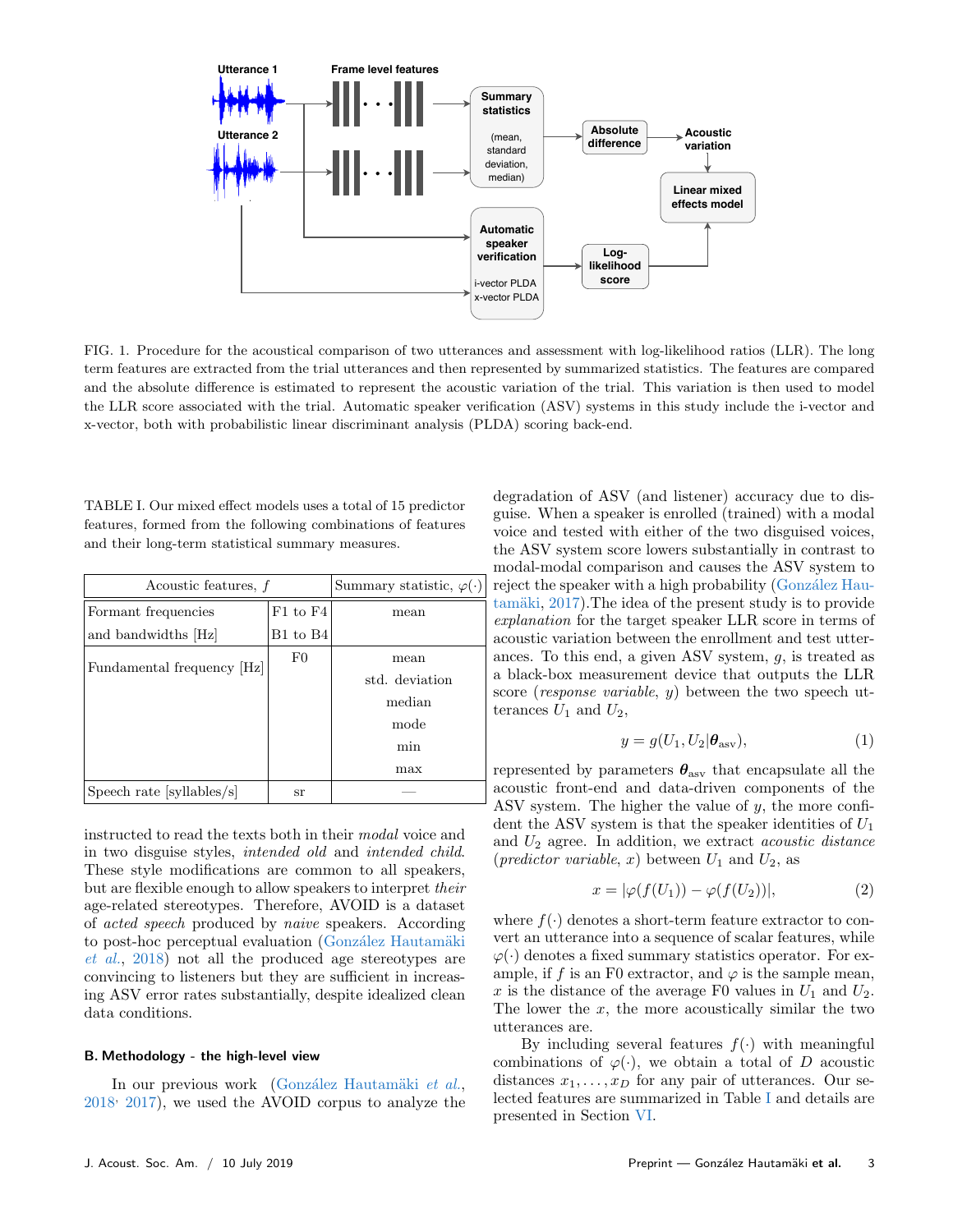FIG. 1. Procedure for the acoustical comparison of two utterances and assessment with log-likelihood ratios (LLR). The long term features are extracted from the trial utterances and then represented by summarized statistics. The features are compared and the absolute difference is estimated to represent the acoustic variation of the trial. This variation is then used to model the LLR score associated with the trial. Automatic speaker verification (ASV) systems in this study include the i-vector and x-vector, both with probabilistic linear discriminant analysis (PLDA) scoring back-end.

TABLE I. Our mixed effect models uses a total of 15 predictor features, formed from the following combinations of features and their long-term statistical summary measures.

| Acoustic features, $f$ | | Summary statistic, $\varphi(\cdot)$ |
|---|---|---|
| Formant frequencies | F1 to F4 | mean |
| and bandwidths [Hz] | B1 to B4 | |
| Fundamental frequency [Hz] | F0 | mean |
| | | std. deviation |
| | | median |
| | | mode |
| | | min |
| | | max |
| Speech rate [syllables/s] | sr | — |

instructed to read the texts both in their *modal* voice and in two disguise styles, *intended old* and *intended child*. These style modifications are common to all speakers, but are flexible enough to allow speakers to interpret *their* age-related stereotypes. Therefore, AVOID is a dataset of *acted speech* produced by *naive* speakers. According to post-hoc perceptual evaluation (González Hautamäki *et al.*, 2018) not all the produced age stereotypes are convincing to listeners but they are sufficient in increasing ASV error rates substantially, despite idealized clean data conditions.

### B. Methodology - the high-level view

In our previous work (González Hautamäki *et al.*, 2018, 2017), we used the AVOID corpus to analyze the degradation of ASV (and listener) accuracy due to disguise. When a speaker is enrolled (trained) with a modal voice and tested with either of the two disguised voices, the ASV system score lowers substantially in contrast to modal-modal comparison and causes the ASV system to reject the speaker with a high probability (González Hautamäki, 2017).The idea of the present study is to provide *explanation* for the target speaker LLR score in terms of acoustic variation between the enrollment and test utterances. To this end, a given ASV system, $g$, is treated as a black-box measurement device that outputs the LLR score (*response variable*, $y$) between the two speech utterances $U_1$ and $U_2$,

$$y = g(U_1, U_2|\boldsymbol{\theta}_{\text{asv}}), \tag{1}$$

represented by parameters $\boldsymbol{\theta}_{\text{asv}}$ that encapsulate all the acoustic front-end and data-driven components of the ASV system. The higher the value of $y$, the more confident the ASV system is that the speaker identities of $U_1$ and $U_2$ agree. In addition, we extract *acoustic distance* (*predictor variable*, $x$) between $U_1$ and $U_2$, as

$$x = |\varphi(f(U_1)) - \varphi(f(U_2))|, \tag{2}$$

where $f(\cdot)$ denotes a short-term feature extractor to convert an utterance into a sequence of scalar features, while $\varphi(\cdot)$ denotes a fixed summary statistics operator. For example, if $f$ is an F0 extractor, and $\varphi$ is the sample mean, $x$ is the distance of the average F0 values in $U_1$ and $U_2$. The lower the $x$, the more acoustically similar the two utterances are.

By including several features $f(\cdot)$ with meaningful combinations of $\varphi(\cdot)$, we obtain a total of $D$ acoustic distances $x_1, \ldots, x_D$ for any pair of utterances. Our selected features are summarized in Table I and details are presented in Section VI.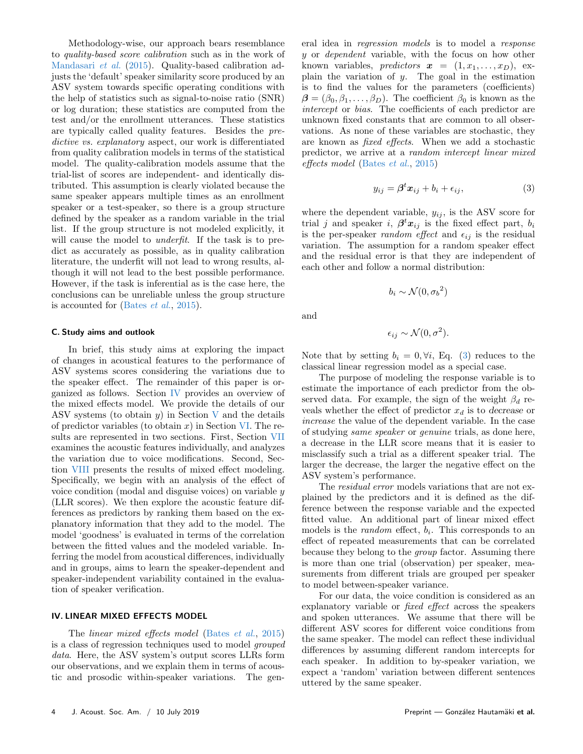Methodology-wise, our approach bears resemblance to *quality-based score calibration* such as in the work of Mandasari *et al.* (2015). Quality-based calibration adjusts the 'default' speaker similarity score produced by an ASV system towards specific operating conditions with the help of statistics such as signal-to-noise ratio (SNR) or log duration; these statistics are computed from the test and/or the enrollment utterances. These statistics are typically called quality features. Besides the *predictive vs. explanatory* aspect, our work is differentiated from quality calibration models in terms of the statistical model. The quality-calibration models assume that the trial-list of scores are independent- and identically distributed. This assumption is clearly violated because the same speaker appears multiple times as an enrollment speaker or a test-speaker, so there is a group structure defined by the speaker as a random variable in the trial list. If the group structure is not modeled explicitly, it will cause the model to *underfit*. If the task is to predict as accurately as possible, as in quality calibration literature, the underfit will not lead to wrong results, although it will not lead to the best possible performance. However, if the task is inferential as is the case here, the conclusions can be unreliable unless the group structure is accounted for (Bates *et al.*, 2015).

### C. Study aims and outlook

In brief, this study aims at exploring the impact of changes in acoustical features to the performance of ASV systems scores considering the variations due to the speaker effect. The remainder of this paper is organized as follows. Section IV provides an overview of the mixed effects model. We provide the details of our ASV systems (to obtain $y$) in Section V and the details of predictor variables (to obtain $x$) in Section VI. The results are represented in two sections. First, Section VII examines the acoustic features individually, and analyzes the variation due to voice modifications. Second, Section VIII presents the results of mixed effect modeling. Specifically, we begin with an analysis of the effect of voice condition (modal and disguise voices) on variable $y$ (LLR scores). We then explore the acoustic feature differences as predictors by ranking them based on the explanatory information that they add to the model. The model 'goodness' is evaluated in terms of the correlation between the fitted values and the modeled variable. Inferring the model from acoustical differences, individually and in groups, aims to learn the speaker-dependent and speaker-independent variability contained in the evaluation of speaker verification.

## IV. LINEAR MIXED EFFECTS MODEL

The *linear mixed effects model* (Bates *et al.*, 2015) is a class of regression techniques used to model *grouped data*. Here, the ASV system's output scores LLRs form our observations, and we explain them in terms of acoustic and prosodic within-speaker variations. The general idea in *regression models* is to model a *response* $y$ or *dependent* variable, with the focus on how other known variables, *predictors* $\boldsymbol{x} = (1, x_1, \ldots, x_D)$, explain the variation of $y$. The goal in the estimation is to find the values for the parameters (coefficients) $\boldsymbol{\beta} = (\beta_0, \beta_1, \ldots, \beta_D)$. The coefficient $\beta_0$ is known as the *intercept* or *bias*. The coefficients of each predictor are unknown fixed constants that are common to all observations. As none of these variables are stochastic, they are known as *fixed effects*. When we add a stochastic predictor, we arrive at a *random intercept linear mixed effects model* (Bates *et al.*, 2015)

$$y_{ij} = \boldsymbol{\beta}^t \boldsymbol{x}_{ij} + b_i + \epsilon_{ij}, \tag{3}$$

where the dependent variable, $y_{ij}$, is the ASV score for trial $j$ and speaker $i$, $\boldsymbol{\beta}^t \boldsymbol{x}_{ij}$ is the fixed effect part, $b_i$ is the per-speaker *random effect* and $\epsilon_{ij}$ is the residual variation. The assumption for a random speaker effect and the residual error is that they are independent of each other and follow a normal distribution:

$$b_i \sim \mathcal{N}(0, {\sigma_b}^2)$$

and

$$\epsilon_{ij} \sim \mathcal{N}(0, \sigma^2).$$

Note that by setting $b_i = 0, \forall i$, Eq. (3) reduces to the classical linear regression model as a special case.

The purpose of modeling the response variable is to estimate the importance of each predictor from the observed data. For example, the sign of the weight $\beta_d$ reveals whether the effect of predictor $x_d$ is to *decrease* or *increase* the value of the dependent variable. In the case of studying *same speaker* or *genuine* trials, as done here, a decrease in the LLR score means that it is easier to misclassify such a trial as a different speaker trial. The larger the decrease, the larger the negative effect on the ASV system's performance.

The *residual error* models variations that are not explained by the predictors and it is defined as the difference between the response variable and the expected fitted value. An additional part of linear mixed effect models is the *random* effect, $b_i$. This corresponds to an effect of repeated measurements that can be correlated because they belong to the *group* factor. Assuming there is more than one trial (observation) per speaker, measurements from different trials are grouped per speaker to model between-speaker variance.

For our data, the voice condition is considered as an explanatory variable or *fixed effect* across the speakers and spoken utterances. We assume that there will be different ASV scores for different voice conditions from the same speaker. The model can reflect these individual differences by assuming different random intercepts for each speaker. In addition to by-speaker variation, we expect a 'random' variation between different sentences uttered by the same speaker.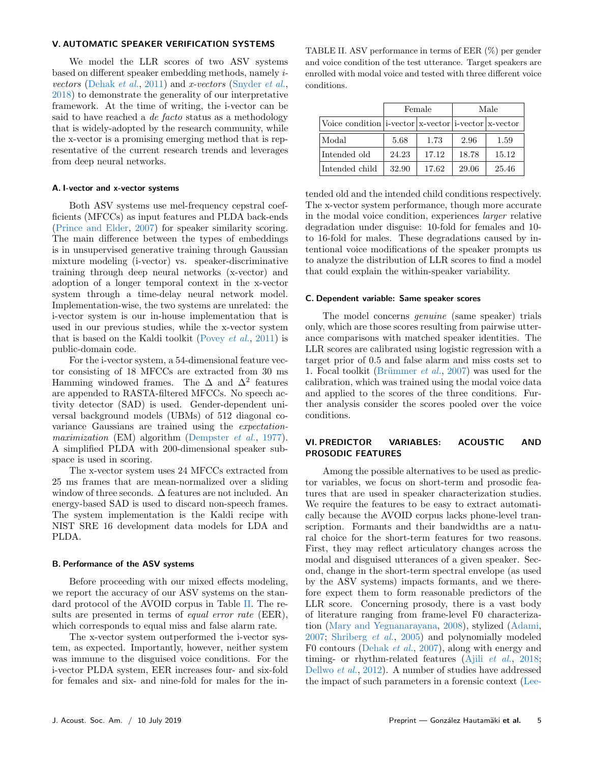## V. AUTOMATIC SPEAKER VERIFICATION SYSTEMS

We model the LLR scores of two ASV systems based on different speaker embedding methods, namely *i-vectors* (Dehak *et al.*, 2011) and *x-vectors* (Snyder *et al.*, 2018) to demonstrate the generality of our interpretative framework. At the time of writing, the i-vector can be said to have reached a *de facto* status as a methodology that is widely-adopted by the research community, while the x-vector is a promising emerging method that is representative of the current research trends and leverages from deep neural networks.

### A. I-vector and x-vector systems

Both ASV systems use mel-frequency cepstral coefficients (MFCCs) as input features and PLDA back-ends (Prince and Elder, 2007) for speaker similarity scoring. The main difference between the types of embeddings is in unsupervised generative training through Gaussian mixture modeling (i-vector) vs. speaker-discriminative training through deep neural networks (x-vector) and adoption of a longer temporal context in the x-vector system through a time-delay neural network model. Implementation-wise, the two systems are unrelated: the i-vector system is our in-house implementation that is used in our previous studies, while the x-vector system that is based on the Kaldi toolkit (Povey *et al.*, 2011) is public-domain code.

For the i-vector system, a 54-dimensional feature vector consisting of 18 MFCCs are extracted from 30 ms Hamming windowed frames. The $\Delta$ and $\Delta^2$ features are appended to RASTA-filtered MFCCs. No speech activity detector (SAD) is used. Gender-dependent universal background models (UBMs) of 512 diagonal covariance Gaussians are trained using the *expectation-maximization* (EM) algorithm (Dempster *et al.*, 1977). A simplified PLDA with 200-dimensional speaker subspace is used in scoring.

The x-vector system uses 24 MFCCs extracted from 25 ms frames that are mean-normalized over a sliding window of three seconds. $\Delta$ features are not included. An energy-based SAD is used to discard non-speech frames. The system implementation is the Kaldi recipe with NIST SRE 16 development data models for LDA and PLDA.

### B. Performance of the ASV systems

Before proceeding with our mixed effects modeling, we report the accuracy of our ASV systems on the standard protocol of the AVOID corpus in Table II. The results are presented in terms of *equal error rate* (EER), which corresponds to equal miss and false alarm rate.

TABLE II. ASV performance in terms of EER (%) per gender and voice condition of the test utterance. Target speakers are enrolled with modal voice and tested with three different voice conditions.

| | Female | | Male | |
|---|---|---|---|---|
| Voice condition | i-vector | x-vector | i-vector | x-vector |
| Modal | 5.68 | 1.73 | 2.96 | 1.59 |
| Intended old | 24.23 | 17.12 | 18.78 | 15.12 |
| Intended child | 32.90 | 17.62 | 29.06 | 25.46 |

The x-vector system outperformed the i-vector system, as expected. Importantly, however, neither system was immune to the disguised voice conditions. For the i-vector PLDA system, EER increases four- and six-fold for females and six- and nine-fold for males for the intended old and the intended child conditions respectively. The x-vector system performance, though more accurate in the modal voice condition, experiences *larger* relative degradation under disguise: 10-fold for females and 10- to 16-fold for males. These degradations caused by intentional voice modifications of the speaker prompts us to analyze the distribution of LLR scores to find a model that could explain the within-speaker variability.

### C. Dependent variable: Same speaker scores

The model concerns *genuine* (same speaker) trials only, which are those scores resulting from pairwise utterance comparisons with matched speaker identities. The LLR scores are calibrated using logistic regression with a target prior of 0.5 and false alarm and miss costs set to 1. Focal toolkit (Brümmer *et al.*, 2007) was used for the calibration, which was trained using the modal voice data and applied to the scores of the three conditions. Further analysis consider the scores pooled over the voice conditions.

## VI. PREDICTOR VARIABLES: ACOUSTIC AND PROSODIC FEATURES

Among the possible alternatives to be used as predictor variables, we focus on short-term and prosodic features that are used in speaker characterization studies. We require the features to be easy to extract automatically because the AVOID corpus lacks phone-level transcription. Formants and their bandwidths are a natural choice for the short-term features for two reasons. First, they may reflect articulatory changes across the modal and disguised utterances of a given speaker. Second, change in the short-term spectral envelope (as used by the ASV systems) impacts formants, and we therefore expect them to form reasonable predictors of the LLR score. Concerning prosody, there is a vast body of literature ranging from frame-level F0 characterization (Mary and Yegnanarayana, 2008), stylized (Adami, 2007; Shriberg *et al.*, 2005) and polynomially modeled F0 contours (Dehak *et al.*, 2007), along with energy and timing- or rhythm-related features (Ajili *et al.*, 2018; Dellwo *et al.*, 2012). A number of studies have addressed the impact of such parameters in a forensic context (Lee-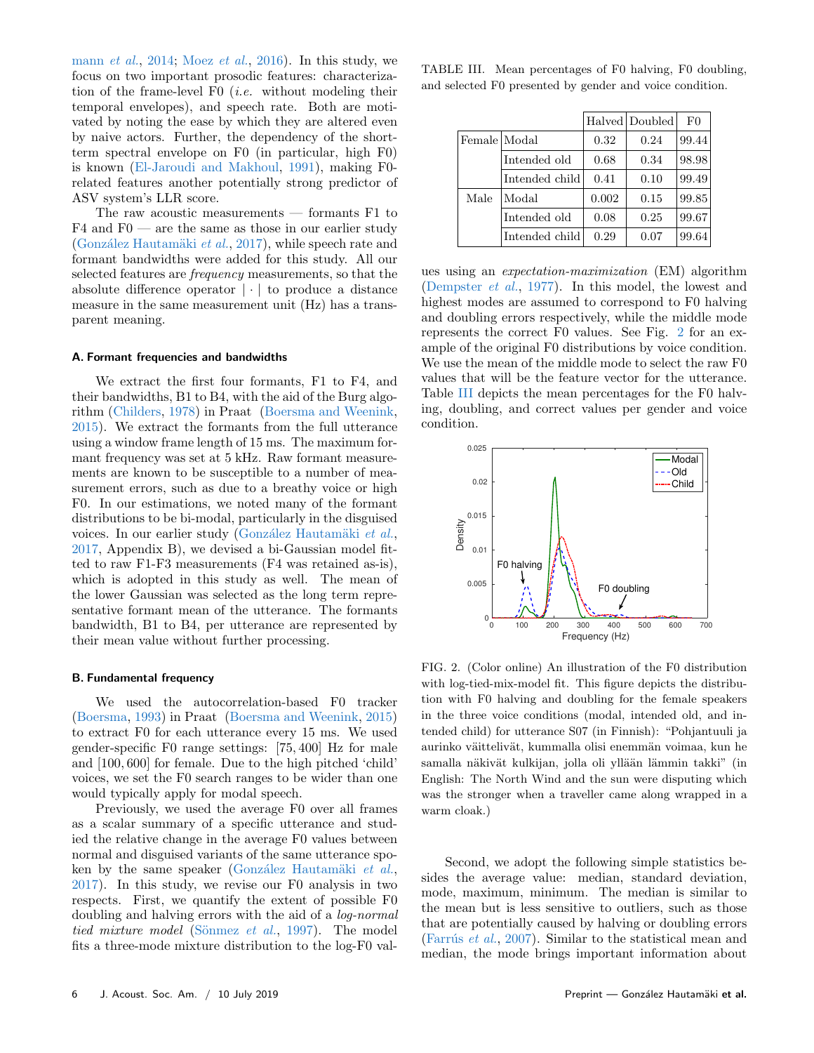mann *et al.*, 2014; Moez *et al.*, 2016). In this study, we focus on two important prosodic features: characterization of the frame-level F0 (*i.e.* without modeling their temporal envelopes), and speech rate. Both are motivated by noting the ease by which they are altered even by naive actors. Further, the dependency of the short-term spectral envelope on F0 (in particular, high F0) is known (El-Jaroudi and Makhoul, 1991), making F0-related features another potentially strong predictor of ASV system's LLR score.

The raw acoustic measurements — formants F1 to F4 and F0 — are the same as those in our earlier study (González Hautamäki *et al.*, 2017), while speech rate and formant bandwidths were added for this study. All our selected features are *frequency* measurements, so that the absolute difference operator $|\cdot|$ to produce a distance measure in the same measurement unit (Hz) has a transparent meaning.

### A. Formant frequencies and bandwidths

We extract the first four formants, F1 to F4, and their bandwidths, B1 to B4, with the aid of the Burg algorithm (Childers, 1978) in Praat (Boersma and Weenink, 2015). We extract the formants from the full utterance using a window frame length of 15 ms. The maximum formant frequency was set at 5 kHz. Raw formant measurements are known to be susceptible to a number of measurement errors, such as due to a breathy voice or high F0. In our estimations, we noted many of the formant distributions to be bi-modal, particularly in the disguised voices. In our earlier study (González Hautamäki *et al.*, 2017, Appendix B), we devised a bi-Gaussian model fitted to raw F1-F3 measurements (F4 was retained as-is), which is adopted in this study as well. The mean of the lower Gaussian was selected as the long term representative formant mean of the utterance. The formants bandwidth, B1 to B4, per utterance are represented by their mean value without further processing.

### B. Fundamental frequency

We used the autocorrelation-based F0 tracker (Boersma, 1993) in Praat (Boersma and Weenink, 2015) to extract F0 for each utterance every 15 ms. We used gender-specific F0 range settings: $[75, 400]$ Hz for male and $[100, 600]$ for female. Due to the high pitched 'child' voices, we set the F0 search ranges to be wider than one would typically apply for modal speech.

Previously, we used the average F0 over all frames as a scalar summary of a specific utterance and studied the relative change in the average F0 values between normal and disguised variants of the same utterance spoken by the same speaker (González Hautamäki *et al.*, 2017). In this study, we revise our F0 analysis in two respects. First, we quantify the extent of possible F0 doubling and halving errors with the aid of a *log-normal tied mixture model* (Sönmez *et al.*, 1997). The model fits a three-mode mixture distribution to the log-F0 values using an *expectation-maximization* (EM) algorithm (Dempster *et al.*, 1977). In this model, the lowest and highest modes are assumed to correspond to F0 halving and doubling errors respectively, while the middle mode represents the correct F0 values. See Fig. 2 for an example of the original F0 distributions by voice condition. We use the mean of the middle mode to select the raw F0 values that will be the feature vector for the utterance. Table III depicts the mean percentages for the F0 halving, doubling, and correct values per gender and voice condition.

TABLE III. Mean percentages of F0 halving, F0 doubling, and selected F0 presented by gender and voice condition.

| | | Halved | Doubled | F0 |
|---|---|---|---|---|
| Female | Modal | 0.32 | 0.24 | 99.44 |
| | Intended old | 0.68 | 0.34 | 98.98 |
| | Intended child | 0.41 | 0.10 | 99.49 |
| Male | Modal | 0.002 | 0.15 | 99.85 |
| | Intended old | 0.08 | 0.25 | 99.67 |
| | Intended child | 0.29 | 0.07 | 99.64 |

FIG. 2. (Color online) An illustration of the F0 distribution with log-tied-mix-model fit. This figure depicts the distribution with F0 halving and doubling for the female speakers in the three voice conditions (modal, intended old, and intended child) for utterance S07 (in Finnish): "Pohjantuuli ja aurinko väittelivät, kummalla olisi enemmän voimaa, kun he samalla näkivät kulkijan, jolla oli yllään lämmin takki" (in English: The North Wind and the sun were disputing which was the stronger when a traveller came along wrapped in a warm cloak.)

Second, we adopt the following simple statistics besides the average value: median, standard deviation, mode, maximum, minimum. The median is similar to the mean but is less sensitive to outliers, such as those that are potentially caused by halving or doubling errors (Farrús *et al.*, 2007). Similar to the statistical mean and median, the mode brings important information about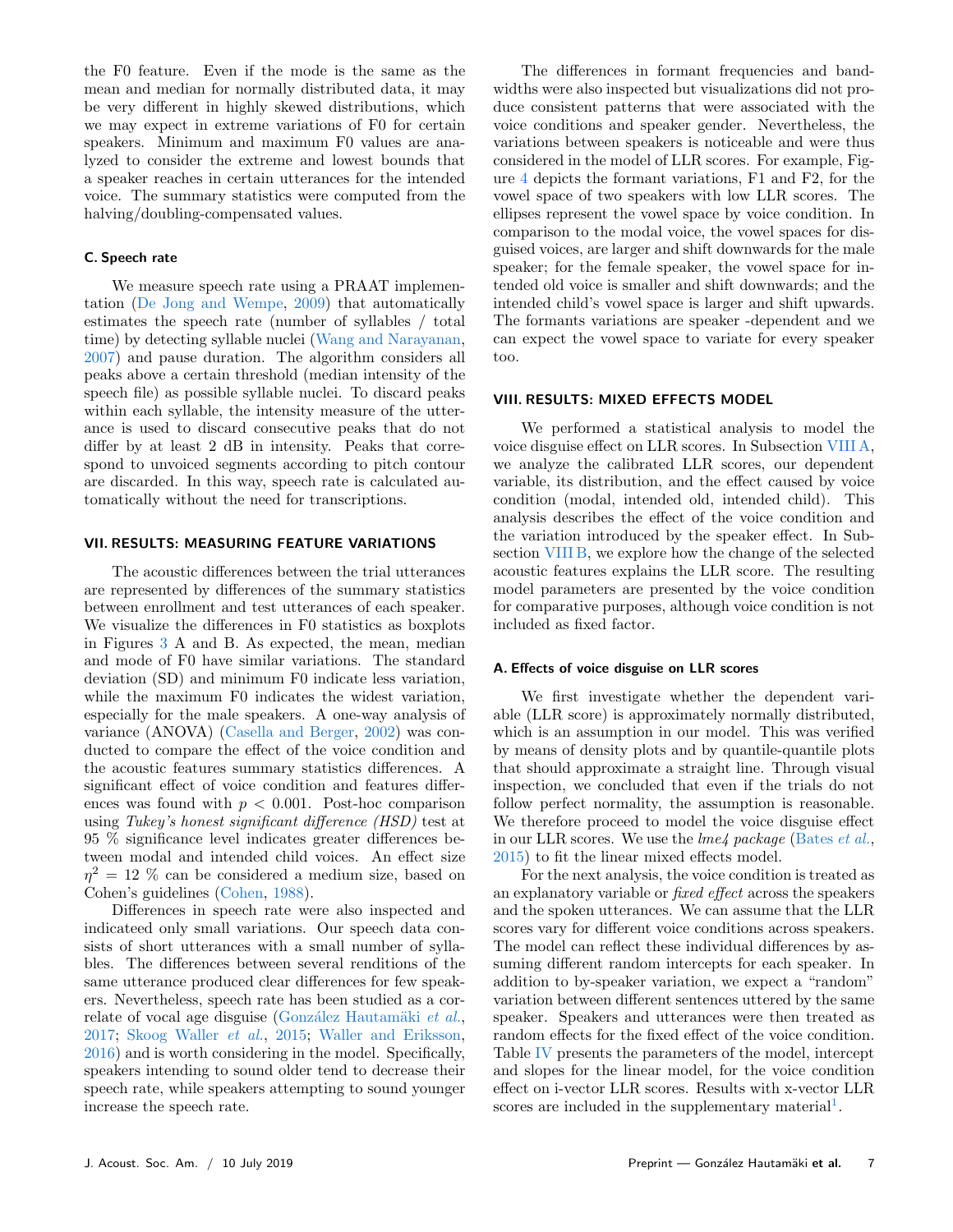the F0 feature. Even if the mode is the same as the mean and median for normally distributed data, it may be very different in highly skewed distributions, which we may expect in extreme variations of F0 for certain speakers. Minimum and maximum F0 values are analyzed to consider the extreme and lowest bounds that a speaker reaches in certain utterances for the intended voice. The summary statistics were computed from the halving/doubling-compensated values.

### C. Speech rate

We measure speech rate using a PRAAT implementation (De Jong and Wempe, 2009) that automatically estimates the speech rate (number of syllables / total time) by detecting syllable nuclei (Wang and Narayanan, 2007) and pause duration. The algorithm considers all peaks above a certain threshold (median intensity of the speech file) as possible syllable nuclei. To discard peaks within each syllable, the intensity measure of the utterance is used to discard consecutive peaks that do not differ by at least 2 dB in intensity. Peaks that correspond to unvoiced segments according to pitch contour are discarded. In this way, speech rate is calculated automatically without the need for transcriptions.

## VII. RESULTS: MEASURING FEATURE VARIATIONS

The acoustic differences between the trial utterances are represented by differences of the summary statistics between enrollment and test utterances of each speaker. We visualize the differences in F0 statistics as boxplots in Figures 3 A and B. As expected, the mean, median and mode of F0 have similar variations. The standard deviation (SD) and minimum F0 indicate less variation, while the maximum F0 indicates the widest variation, especially for the male speakers. A one-way analysis of variance (ANOVA) (Casella and Berger, 2002) was conducted to compare the effect of the voice condition and the acoustic features summary statistics differences. A significant effect of voice condition and features differences was found with $p < 0.001$. Post-hoc comparison using *Tukey's honest significant difference (HSD)* test at 95 % significance level indicates greater differences between modal and intended child voices. An effect size $\eta^2 = 12$ % can be considered a medium size, based on Cohen's guidelines (Cohen, 1988).

Differences in speech rate were also inspected and indicated only small variations. Our speech data consists of short utterances with a small number of syllables. The differences between several renditions of the same utterance produced clear differences for few speakers. Nevertheless, speech rate has been studied as a correlate of vocal age disguise (González Hautamäki *et al.*, 2017; Skoog Waller *et al.*, 2015; Waller and Eriksson, 2016) and is worth considering in the model. Specifically, speakers intending to sound older tend to decrease their speech rate, while speakers attempting to sound younger increase the speech rate.

The differences in formant frequencies and bandwidths were also inspected but visualizations did not produce consistent patterns that were associated with the voice conditions and speaker gender. Nevertheless, the variations between speakers is noticeable and were thus considered in the model of LLR scores. For example, Figure 4 depicts the formant variations, F1 and F2, for the vowel space of two speakers with low LLR scores. The ellipses represent the vowel space by voice condition. In comparison to the modal voice, the vowel spaces for disguised voices, are larger and shift downwards for the male speaker; for the female speaker, the vowel space for intended old voice is smaller and shift downwards; and the intended child's vowel space is larger and shift upwards. The formants variations are speaker -dependent and we can expect the vowel space to variate for every speaker too.

## VIII. RESULTS: MIXED EFFECTS MODEL

We performed a statistical analysis to model the voice disguise effect on LLR scores. In Subsection VIII A, we analyze the calibrated LLR scores, our dependent variable, its distribution, and the effect caused by voice condition (modal, intended old, intended child). This analysis describes the effect of the voice condition and the variation introduced by the speaker effect. In Subsection VIII B, we explore how the change of the selected acoustic features explains the LLR score. The resulting model parameters are presented by the voice condition for comparative purposes, although voice condition is not included as fixed factor.

### A. Effects of voice disguise on LLR scores

We first investigate whether the dependent variable (LLR score) is approximately normally distributed, which is an assumption in our model. This was verified by means of density plots and by quantile-quantile plots that should approximate a straight line. Through visual inspection, we concluded that even if the trials do not follow perfect normality, the assumption is reasonable. We therefore proceed to model the voice disguise effect in our LLR scores. We use the *lme4 package* (Bates *et al.*, 2015) to fit the linear mixed effects model.

For the next analysis, the voice condition is treated as an explanatory variable or *fixed effect* across the speakers and the spoken utterances. We can assume that the LLR scores vary for different voice conditions across speakers. The model can reflect these individual differences by assuming different random intercepts for each speaker. In addition to by-speaker variation, we expect a "random" variation between different sentences uttered by the same speaker. Speakers and utterances were then treated as random effects for the fixed effect of the voice condition. Table IV presents the parameters of the model, intercept and slopes for the linear model, for the voice condition effect on i-vector LLR scores. Results with x-vector LLR scores are included in the supplementary material[1].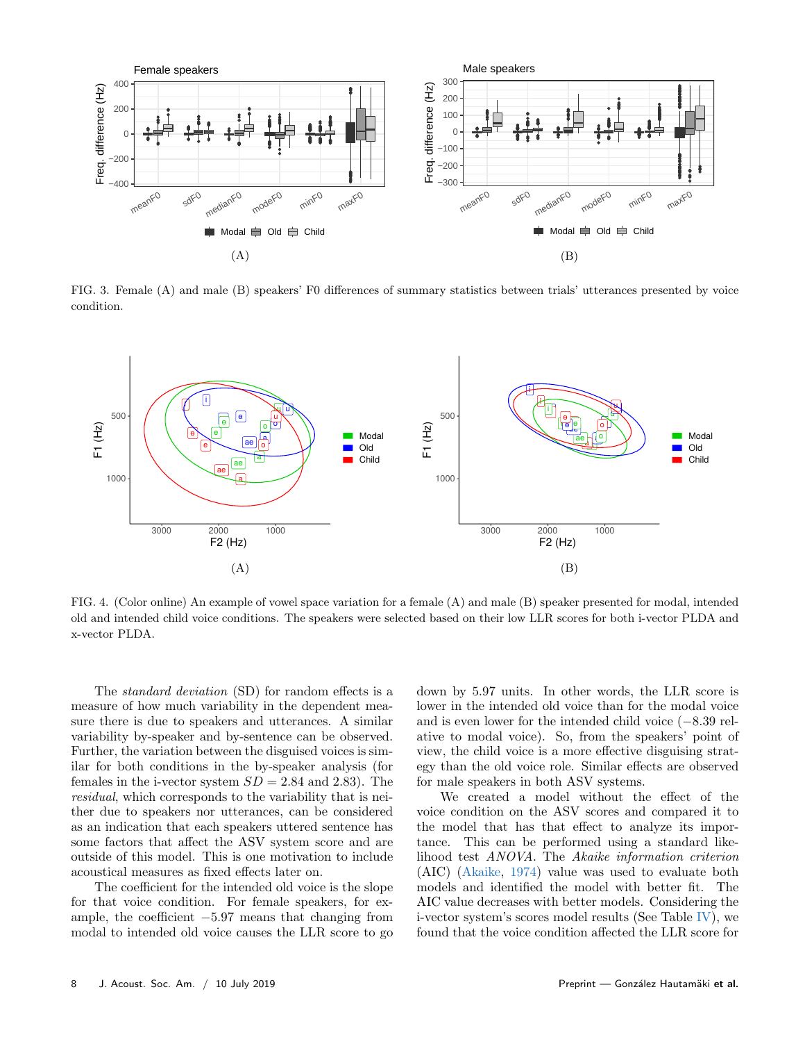FIG. 3. Female (A) and male (B) speakers' F0 differences of summary statistics between trials' utterances presented by voice condition.

FIG. 4. (Color online) An example of vowel space variation for a female (A) and male (B) speaker presented for modal, intended old and intended child voice conditions. The speakers were selected based on their low LLR scores for both i-vector PLDA and x-vector PLDA.

The *standard deviation* (SD) for random effects is a measure of how much variability in the dependent measure there is due to speakers and utterances. A similar variability by-speaker and by-sentence can be observed. Further, the variation between the disguised voices is similar for both conditions in the by-speaker analysis (for females in the i-vector system $SD = 2.84$ and $2.83$). The *residual*, which corresponds to the variability that is neither due to speakers nor utterances, can be considered as an indication that each speakers uttered sentence has some factors that affect the ASV system score and are outside of this model. This is one motivation to include acoustical measures as fixed effects later on.

The coefficient for the intended old voice is the slope for that voice condition. For female speakers, for example, the coefficient $-5.97$ means that changing from modal to intended old voice causes the LLR score to go down by 5.97 units. In other words, the LLR score is lower in the intended old voice than for the modal voice and is even lower for the intended child voice ($-8.39$ relative to modal voice). So, from the speakers' point of view, the child voice is a more effective disguising strategy than the old voice role. Similar effects are observed for male speakers in both ASV systems.

We created a model without the effect of the voice condition on the ASV scores and compared it to the model that has that effect to analyze its importance. This can be performed using a standard likelihood test *ANOVA*. The *Akaike information criterion* (AIC) (Akaike, 1974) value was used to evaluate both models and identified the model with better fit. The AIC value decreases with better models. Considering the i-vector system's scores model results (See Table IV), we found that the voice condition affected the LLR score for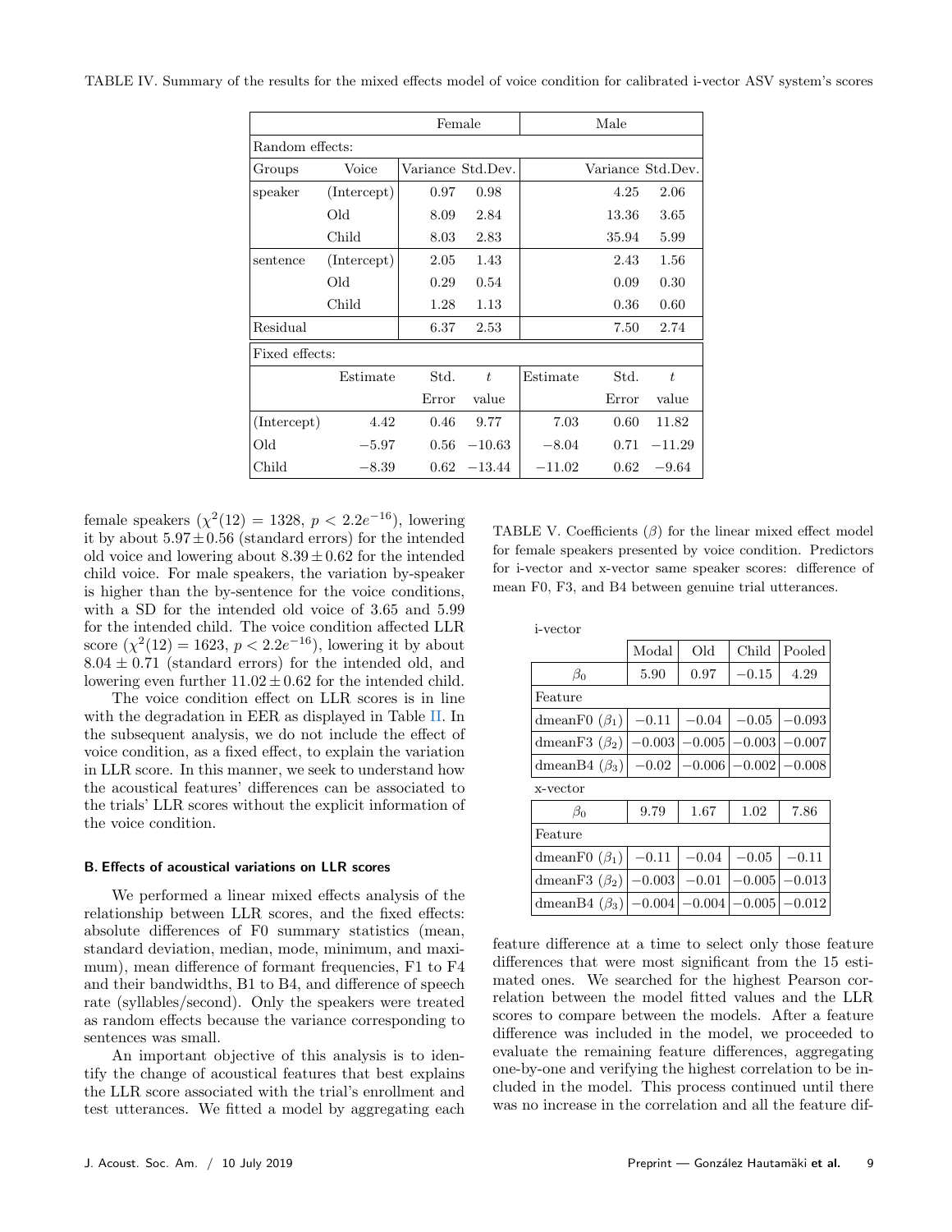TABLE IV. Summary of the results for the mixed effects model of voice condition for calibrated i-vector ASV system's scores

| | | Female | | | Male | |
|---|---|---|---|---|---|---|
| Random effects: | | | | | | |
| Groups | Voice | Variance | Std.Dev. | | Variance | Std.Dev. |
| speaker | (Intercept) | 0.97 | 0.98 | | 4.25 | 2.06 |
| | Old | 8.09 | 2.84 | | 13.36 | 3.65 |
| | Child | 8.03 | 2.83 | | 35.94 | 5.99 |
| sentence | (Intercept) | 2.05 | 1.43 | | 2.43 | 1.56 |
| | Old | 0.29 | 0.54 | | 0.09 | 0.30 |
| | Child | 1.28 | 1.13 | | 0.36 | 0.60 |
| Residual | | 6.37 | 2.53 | | 7.50 | 2.74 |
| Fixed effects: | | | | | | |
| | Estimate | Std. Error | $t$ value | Estimate | Std. Error | $t$ value |
| (Intercept) | 4.42 | 0.46 | 9.77 | 7.03 | 0.60 | 11.82 |
| Old | $-5.97$ | 0.56 | $-10.63$ | $-8.04$ | 0.71 | $-11.29$ |
| Child | $-8.39$ | 0.62 | $-13.44$ | $-11.02$ | 0.62 | $-9.64$ |

female speakers ($\chi^2(12) = 1328$, $p < 2.2e^{-16}$), lowering it by about $5.97 \pm 0.56$ (standard errors) for the intended old voice and lowering about $8.39 \pm 0.62$ for the intended child voice. For male speakers, the variation by-speaker is higher than the by-sentence for the voice conditions, with a SD for the intended old voice of 3.65 and 5.99 for the intended child. The voice condition affected LLR score ($\chi^2(12) = 1623$, $p < 2.2e^{-16}$), lowering it by about $8.04 \pm 0.71$ (standard errors) for the intended old, and lowering even further $11.02 \pm 0.62$ for the intended child.

The voice condition effect on LLR scores is in line with the degradation in EER as displayed in Table II. In the subsequent analysis, we do not include the effect of voice condition, as a fixed effect, to explain the variation in LLR score. In this manner, we seek to understand how the acoustical features' differences can be associated to the trials' LLR scores without the explicit information of the voice condition.

### B. Effects of acoustical variations on LLR scores

We performed a linear mixed effects analysis of the relationship between LLR scores, and the fixed effects: absolute differences of F0 summary statistics (mean, standard deviation, median, mode, minimum, and maximum), mean difference of formant frequencies, F1 to F4 and their bandwidths, B1 to B4, and difference of speech rate (syllables/second). Only the speakers were treated as random effects because the variance corresponding to sentences was small.

An important objective of this analysis is to identify the change of acoustical features that best explains the LLR score associated with the trial's enrollment and test utterances. We fitted a model by aggregating each feature difference at a time to select only those feature differences that were most significant from the 15 estimated ones. We searched for the highest Pearson correlation between the model fitted values and the LLR scores to compare between the models. After a feature difference was included in the model, we proceeded to evaluate the remaining feature differences, aggregating one-by-one and verifying the highest correlation to be included in the model. This process continued until there was no increase in the correlation and all the feature dif-

TABLE V. Coefficients ($\beta$) for the linear mixed effect model for female speakers presented by voice condition. Predictors for i-vector and x-vector same speaker scores: difference of mean F0, F3, and B4 between genuine trial utterances.

| | Modal | Old | Child | Pooled |
|---|---|---|---|---|
| i-vector | | | | |
| $\beta_0$ | 5.90 | 0.97 | $-0.15$ | 4.29 |
| Feature | | | | |
| dmeanF0 ($\beta_1$) | $-0.11$ | $-0.04$ | $-0.05$ | $-0.093$ |
| dmeanF3 ($\beta_2$) | $-0.003$ | $-0.005$ | $-0.003$ | $-0.007$ |
| dmeanB4 ($\beta_3$) | $-0.02$ | $-0.006$ | $-0.002$ | $-0.008$ |
| x-vector | | | | |
| $\beta_0$ | 9.79 | 1.67 | 1.02 | 7.86 |
| Feature | | | | |
| dmeanF0 ($\beta_1$) | $-0.11$ | $-0.04$ | $-0.05$ | $-0.11$ |
| dmeanF3 ($\beta_2$) | $-0.003$ | $-0.01$ | $-0.005$ | $-0.013$ |
| dmeanB4 ($\beta_3$) | $-0.004$ | $-0.004$ | $-0.005$ | $-0.012$ |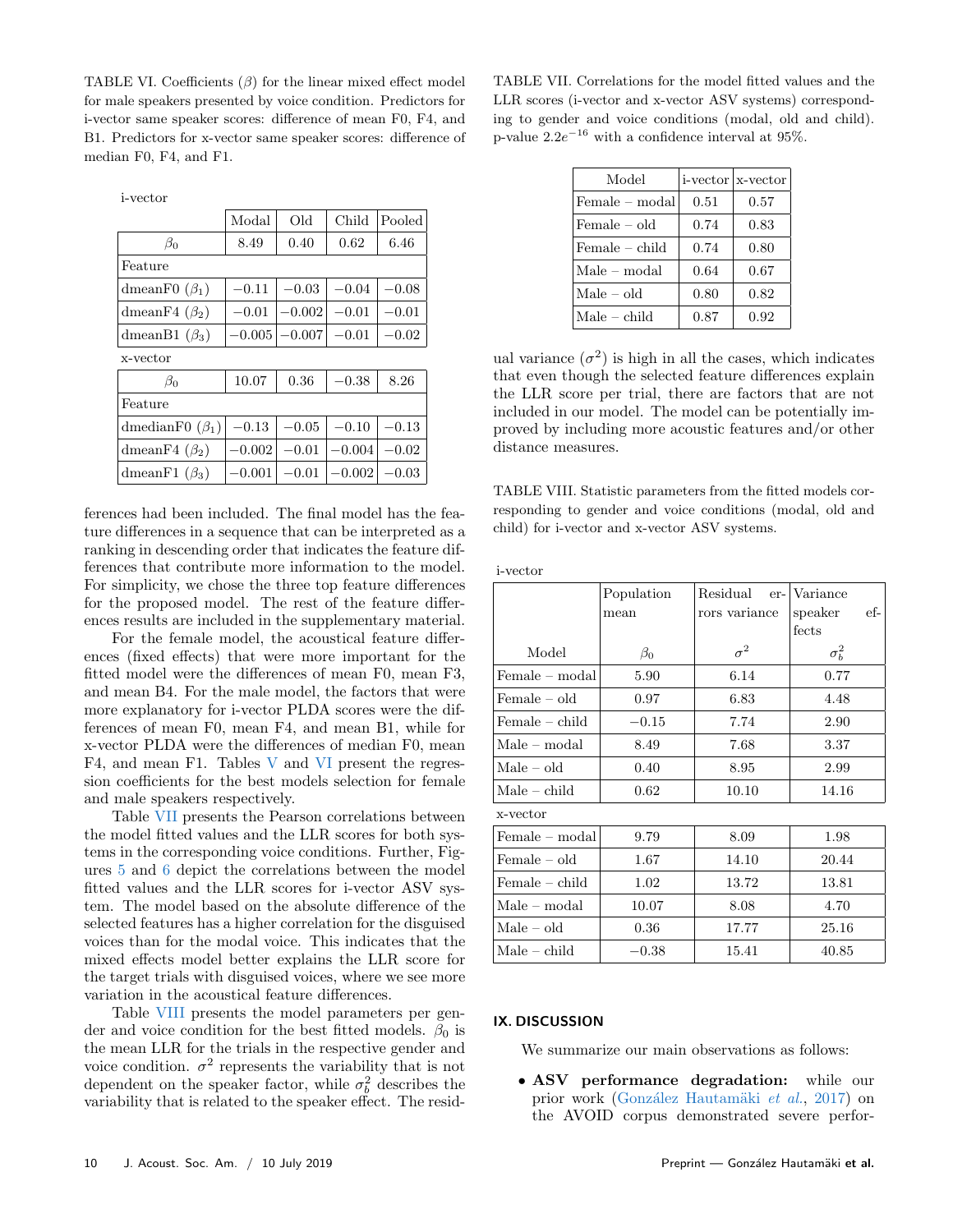TABLE VI. Coefficients ($\beta$) for the linear mixed effect model for male speakers presented by voice condition. Predictors for i-vector same speaker scores: difference of mean F0, F4, and B1. Predictors for x-vector same speaker scores: difference of median F0, F4, and F1.

i-vector

| | Modal | Old | Child | Pooled |
|---|---|---|---|---|
| $\beta_0$ | 8.49 | 0.40 | 0.62 | 6.46 |
| Feature | | | | |
| dmeanF0 ($\beta_1$) | $-0.11$ | $-0.03$ | $-0.04$ | $-0.08$ |
| dmeanF4 ($\beta_2$) | $-0.01$ | $-0.002$ | $-0.01$ | $-0.01$ |
| dmeanB1 ($\beta_3$) | $-0.005$ | $-0.007$ | $-0.01$ | $-0.02$ |

x-vector

| | Modal | Old | Child | Pooled |
|---|---|---|---|---|
| $\beta_0$ | 10.07 | 0.36 | $-0.38$ | 8.26 |
| Feature | | | | |
| dmedianF0 ($\beta_1$) | $-0.13$ | $-0.05$ | $-0.10$ | $-0.13$ |
| dmeanF4 ($\beta_2$) | $-0.002$ | $-0.01$ | $-0.004$ | $-0.02$ |
| dmeanF1 ($\beta_3$) | $-0.001$ | $-0.01$ | $-0.002$ | $-0.03$ |

ferences had been included. The final model has the feature differences in a sequence that can be interpreted as a ranking in descending order that indicates the feature differences that contribute more information to the model. For simplicity, we chose the three top feature differences for the proposed model. The rest of the feature differences results are included in the supplementary material.

For the female model, the acoustical feature differences (fixed effects) that were more important for the fitted model were the differences of mean F0, mean F3, and mean B4. For the male model, the factors that were more explanatory for i-vector PLDA scores were the differences of mean F0, mean F4, and mean B1, while for x-vector PLDA were the differences of median F0, mean F4, and mean F1. Tables V and VI present the regression coefficients for the best models selection for female and male speakers respectively.

Table VII presents the Pearson correlations between the model fitted values and the LLR scores for both systems in the corresponding voice conditions. Further, Figures 5 and 6 depict the correlations between the model fitted values and the LLR scores for i-vector ASV system. The model based on the absolute difference of the selected features has a higher correlation for the disguised voices than for the modal voice. This indicates that the mixed effects model better explains the LLR score for the target trials with disguised voices, where we see more variation in the acoustical feature differences.

Table VIII presents the model parameters per gender and voice condition for the best fitted models. $\beta_0$ is the mean LLR for the trials in the respective gender and voice condition. $\sigma^2$ represents the variability that is not dependent on the speaker factor, while $\sigma_b^2$ describes the variability that is related to the speaker effect. The residual variance ($\sigma^2$) is high in all the cases, which indicates that even though the selected feature differences explain the LLR score per trial, there are factors that are not included in our model. The model can be potentially improved by including more acoustic features and/or other distance measures.

TABLE VII. Correlations for the model fitted values and the LLR scores (i-vector and x-vector ASV systems) corresponding to gender and voice conditions (modal, old and child). p-value $2.2e^{-16}$ with a confidence interval at 95%.

| Model | i-vector | x-vector |
|---|---|---|
| Female – modal | 0.51 | 0.57 |
| Female – old | 0.74 | 0.83 |
| Female – child | 0.74 | 0.80 |
| Male – modal | 0.64 | 0.67 |
| Male – old | 0.80 | 0.82 |
| Male – child | 0.87 | 0.92 |

TABLE VIII. Statistic parameters from the fitted models corresponding to gender and voice conditions (modal, old and child) for i-vector and x-vector ASV systems.

| Model | Population mean $\beta_0$ | Residual errors variance $\sigma^2$ | Variance speaker effects $\sigma_b^2$ |
|---|---|---|---|
| **i-vector** | | | |
| Female – modal | 5.90 | 6.14 | 0.77 |
| Female – old | 0.97 | 6.83 | 4.48 |
| Female – child | $-0.15$ | 7.74 | 2.90 |
| Male – modal | 8.49 | 7.68 | 3.37 |
| Male – old | 0.40 | 8.95 | 2.99 |
| Male – child | 0.62 | 10.10 | 14.16 |
| **x-vector** | | | |
| Female – modal | 9.79 | 8.09 | 1.98 |
| Female – old | 1.67 | 14.10 | 20.44 |
| Female – child | 1.02 | 13.72 | 13.81 |
| Male – modal | 10.07 | 8.08 | 4.70 |
| Male – old | 0.36 | 17.77 | 25.16 |
| Male – child | $-0.38$ | 15.41 | 40.85 |

## IX. DISCUSSION

We summarize our main observations as follows:

- **ASV performance degradation:** while our prior work (González Hautamäki *et al.*, 2017) on the AVOID corpus demonstrated severe perfor-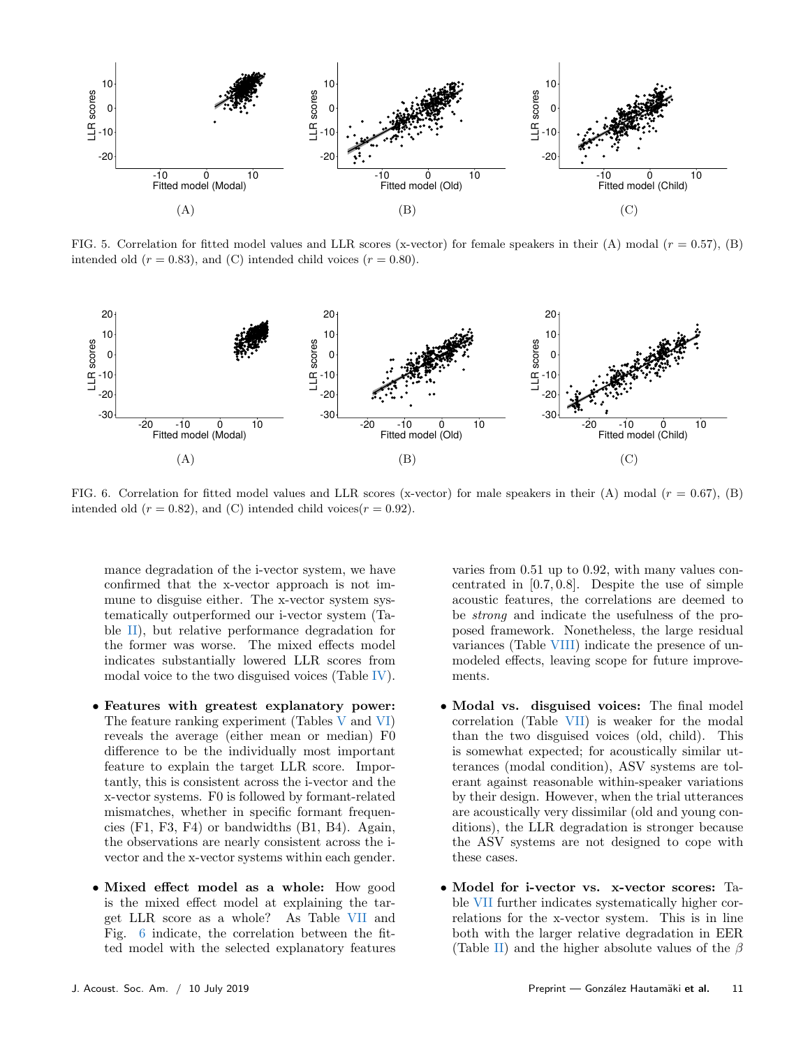FIG. 5. Correlation for fitted model values and LLR scores (x-vector) for female speakers in their (A) modal ($r = 0.57$), (B) intended old ($r = 0.83$), and (C) intended child voices ($r = 0.80$).

FIG. 6. Correlation for fitted model values and LLR scores (x-vector) for male speakers in their (A) modal ($r = 0.67$), (B) intended old ($r = 0.82$), and (C) intended child voices($r = 0.92$).

mance degradation of the i-vector system, we have confirmed that the x-vector approach is not immune to disguise either. The x-vector system systematically outperformed our i-vector system (Table II), but relative performance degradation for the former was worse. The mixed effects model indicates substantially lowered LLR scores from modal voice to the two disguised voices (Table IV).

- **Features with greatest explanatory power:** The feature ranking experiment (Tables V and VI) reveals the average (either mean or median) F0 difference to be the individually most important feature to explain the target LLR score. Importantly, this is consistent across the i-vector and the x-vector systems. F0 is followed by formant-related mismatches, whether in specific formant frequencies (F1, F3, F4) or bandwidths (B1, B4). Again, the observations are nearly consistent across the i-vector and the x-vector systems within each gender.

- **Mixed effect model as a whole:** How good is the mixed effect model at explaining the target LLR score as a whole? As Table VII and Fig. 6 indicate, the correlation between the fitted model with the selected explanatory features varies from 0.51 up to 0.92, with many values concentrated in $[0.7, 0.8]$. Despite the use of simple acoustic features, the correlations are deemed to be *strong* and indicate the usefulness of the proposed framework. Nonetheless, the large residual variances (Table VIII) indicate the presence of unmodeled effects, leaving scope for future improvements.

- **Modal vs. disguised voices:** The final model correlation (Table VII) is weaker for the modal than the two disguised voices (old, child). This is somewhat expected; for acoustically similar utterances (modal condition), ASV systems are tolerant against reasonable within-speaker variations by their design. However, when the trial utterances are acoustically very dissimilar (old and young conditions), the LLR degradation is stronger because the ASV systems are not designed to cope with these cases.

- **Model for i-vector vs. x-vector scores:** Table VII further indicates systematically higher correlations for the x-vector system. This is in line both with the larger relative degradation in EER (Table II) and the higher absolute values of the $\beta$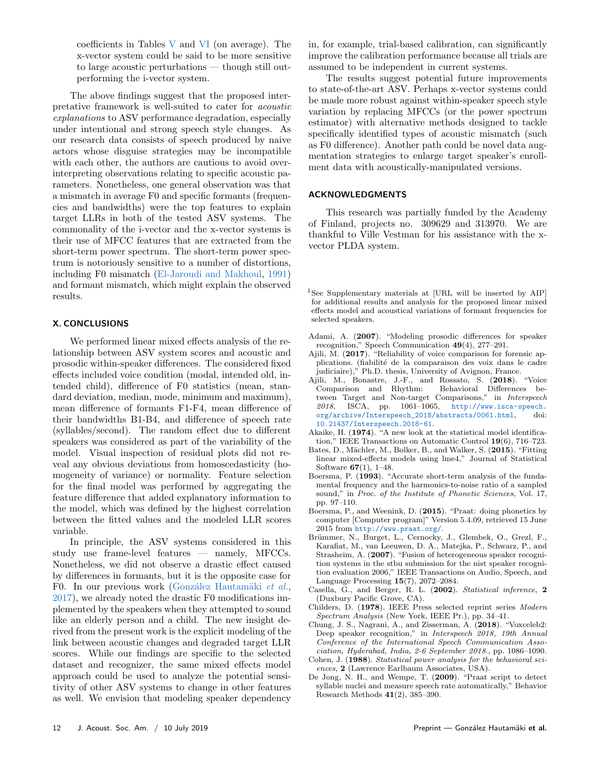coefficients in Tables V and VI (on average). The x-vector system could be said to be more sensitive to large acoustic perturbations — though still outperforming the i-vector system.

The above findings suggest that the proposed interpretative framework is well-suited to cater for *acoustic explanations* to ASV performance degradation, especially under intentional and strong speech style changes. As our research data consists of speech produced by naive actors whose disguise strategies may be incompatible with each other, the authors are cautious to avoid over-interpreting observations relating to specific acoustic parameters. Nonetheless, one general observation was that a mismatch in average F0 and specific formants (frequencies and bandwidths) were the top features to explain target LLRs in both of the tested ASV systems. The commonality of the i-vector and the x-vector systems is their use of MFCC features that are extracted from the short-term power spectrum. The short-term power spectrum is notoriously sensitive to a number of distortions, including F0 mismatch (El-Jaroudi and Makhoul, 1991) and formant mismatch, which might explain the observed results.

## X. CONCLUSIONS

We performed linear mixed effects analysis of the relationship between ASV system scores and acoustic and prosodic within-speaker differences. The considered fixed effects included voice condition (modal, intended old, intended child), difference of F0 statistics (mean, standard deviation, median, mode, minimum and maximum), mean difference of formants F1-F4, mean difference of their bandwidths B1-B4, and difference of speech rate (syllables/second). The random effect due to different speakers was considered as part of the variability of the model. Visual inspection of residual plots did not reveal any obvious deviations from homoscedasticity (homogeneity of variance) or normality. Feature selection for the final model was performed by aggregating the feature difference that added explanatory information to the model, which was defined by the highest correlation between the fitted values and the modeled LLR scores variable.

In principle, the ASV systems considered in this study use frame-level features — namely, MFCCs. Nonetheless, we did not observe a drastic effect caused by differences in formants, but it is the opposite case for F0. In our previous work (González Hautamäki *et al.*, 2017), we already noted the drastic F0 modifications implemented by the speakers when they attempted to sound like an elderly person and a child. The new insight derived from the present work is the explicit modeling of the link between acoustic changes and degraded target LLR scores. While our findings are specific to the selected dataset and recognizer, the same mixed effects model approach could be used to analyze the potential sensitivity of other ASV systems to change in other features as well. We envision that modeling speaker dependency in, for example, trial-based calibration, can significantly improve the calibration performance because all trials are assumed to be independent in current systems.

The results suggest potential future improvements to state-of-the-art ASV. Perhaps x-vector systems could be made more robust against within-speaker speech style variation by replacing MFCCs (or the power spectrum estimator) with alternative methods designed to tackle specifically identified types of acoustic mismatch (such as F0 difference). Another path could be novel data augmentation strategies to enlarge target speaker's enrollment data with acoustically-manipulated versions.

## ACKNOWLEDGMENTS

This research was partially funded by the Academy of Finland, projects no. 309629 and 313970. We are thankful to Ville Vestman for his assistance with the x-vector PLDA system.

[1]See Supplementary materials at [URL will be inserted by AIP] for additional results and analysis for the proposed linear mixed effects model and acoustical variations of formant frequencies for selected speakers.

Adami, A. (**2007**). "Modeling prosodic differences for speaker recognition," Speech Communication **49**(4), 277–291.

Ajili, M. (**2017**). "Reliability of voice comparison for forensic applications. (fiabilité de la comparaison des voix dans le cadre judiciaire)," Ph.D. thesis, University of Avignon, France.

Ajili, M., Bonastre, J.-F., and Rossato, S. (**2018**). "Voice Comparison and Rhythm: Behavioral Differences between Target and Non-target Comparisons," in *Interspeech 2018*, ISCA, pp. 1061–1065, http://www.isca-speech.org/archive/Interspeech_2018/abstracts/0061.html, doi: 10.21437/Interspeech.2018-61.

Akaike, H. (**1974**). "A new look at the statistical model identification," IEEE Transactions on Automatic Control **19**(6), 716–723.

Bates, D., Mächler, M., Bolker, B., and Walker, S. (**2015**). "Fitting linear mixed-effects models using lme4," Journal of Statistical Software **67**(1), 1–48.

Boersma, P. (**1993**). "Accurate short-term analysis of the fundamental frequency and the harmonics-to-noise ratio of a sampled sound," in *Proc. of the Institute of Phonetic Sciences*, Vol. 17, pp. 97–110.

Boersma, P., and Weenink, D. (**2015**). "Praat: doing phonetics by computer [Computer program]" Version 5.4.09, retrieved 15 June 2015 from http://www.praat.org/.

Brümmer, N., Burget, L., Cernocky, J., Glembek, O., Grezl, F., Karafiat, M., van Leeuwen, D. A., Matejka, P., Schwarz, P., and Strasheim, A. (**2007**). "Fusion of heterogeneous speaker recognition systems in the stbu submission for the nist speaker recognition evaluation 2006," IEEE Transactions on Audio, Speech, and Language Processing **15**(7), 2072–2084.

Casella, G., and Berger, R. L. (**2002**). *Statistical inference*, **2** (Duxbury Pacific Grove, CA).

Childers, D. (**1978**). IEEE Press selected reprint series *Modern Spectrum Analysis* (New York, IEEE Pr.), pp. 34–41.

Chung, J. S., Nagrani, A., and Zisserman, A. (**2018**). "Voxceleb2: Deep speaker recognition," in *Interspeech 2018, 19th Annual Conference of the International Speech Communication Association, Hyderabad, India, 2-6 September 2018.*, pp. 1086–1090.

Cohen, J. (**1988**). *Statistical power analysis for the behavioral sciences*, **2** (Lawrence Earlbaum Associates, USA).

De Jong, N. H., and Wempe, T. (**2009**). "Praat script to detect syllable nuclei and measure speech rate automatically," Behavior Research Methods **41**(2), 385–390.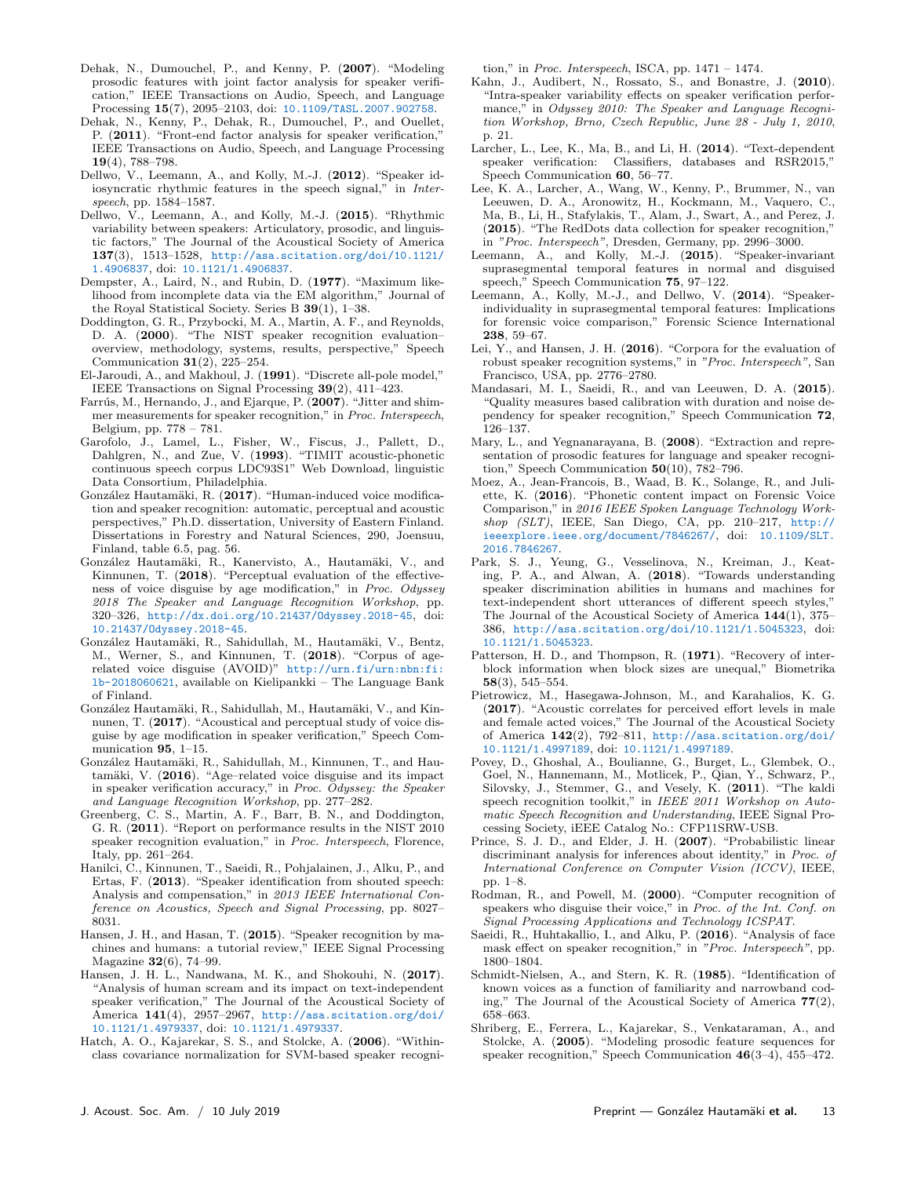Dehak, N., Dumouchel, P., and Kenny, P. (**2007**). "Modeling prosodic features with joint factor analysis for speaker verification," IEEE Transactions on Audio, Speech, and Language Processing **15**(7), 2095–2103, doi: 10.1109/TASL.2007.902758.

Dehak, N., Kenny, P., Dehak, R., Dumouchel, P., and Ouellet, P. (**2011**). "Front-end factor analysis for speaker verification," IEEE Transactions on Audio, Speech, and Language Processing **19**(4), 788–798.

Dellwo, V., Leemann, A., and Kolly, M.-J. (**2012**). "Speaker idiosyncratic rhythmic features in the speech signal," in *Interspeech*, pp. 1584–1587.

Dellwo, V., Leemann, A., and Kolly, M.-J. (**2015**). "Rhythmic variability between speakers: Articulatory, prosodic, and linguistic factors," The Journal of the Acoustical Society of America **137**(3), 1513–1528, http://asa.scitation.org/doi/10.1121/1.4906837, doi: 10.1121/1.4906837.

Dempster, A., Laird, N., and Rubin, D. (**1977**). "Maximum likelihood from incomplete data via the EM algorithm," Journal of the Royal Statistical Society. Series B **39**(1), 1–38.

Doddington, G. R., Przybocki, M. A., Martin, A. F., and Reynolds, D. A. (**2000**). "The NIST speaker recognition evaluation–overview, methodology, systems, results, perspective," Speech Communication **31**(2), 225–254.

El-Jaroudi, A., and Makhoul, J. (**1991**). "Discrete all-pole model," IEEE Transactions on Signal Processing **39**(2), 411–423.

Farrús, M., Hernando, J., and Ejarque, P. (**2007**). "Jitter and shimmer measurements for speaker recognition," in *Proc. Interspeech*, Belgium, pp. 778 – 781.

Garofolo, J., Lamel, L., Fisher, W., Fiscus, J., Pallett, D., Dahlgren, N., and Zue, V. (**1993**). "TIMIT acoustic-phonetic continuous speech corpus LDC93S1" Web Download, linguistic Data Consortium, Philadelphia.

González Hautamäki, R. (**2017**). "Human-induced voice modification and speaker recognition: automatic, perceptual and acoustic perspectives," Ph.D. dissertation, University of Eastern Finland. Dissertations in Forestry and Natural Sciences, 290, Joensuu, Finland, table 6.5, pag. 56.

González Hautamäki, R., Kanervisto, A., Hautamäki, V., and Kinnunen, T. (**2018**). "Perceptual evaluation of the effectiveness of voice disguise by age modification," in *Proc. Odyssey 2018 The Speaker and Language Recognition Workshop*, pp. 320–326, http://dx.doi.org/10.21437/Odyssey.2018-45, doi: 10.21437/Odyssey.2018-45.

González Hautamäki, R., Sahidullah, M., Hautamäki, V., Bentz, M., Werner, S., and Kinnunen, T. (**2018**). "Corpus of age-related voice disguise (AVOID)" http://urn.fi/urn:nbn:fi:lb-2018060621, available on Kielipankki – The Language Bank of Finland.

González Hautamäki, R., Sahidullah, M., Hautamäki, V., and Kinnunen, T. (**2017**). "Acoustical and perceptual study of voice disguise by age modification in speaker verification," Speech Communication **95**, 1–15.

González Hautamäki, R., Sahidullah, M., Kinnunen, T., and Hautamäki, V. (**2016**). "Age–related voice disguise and its impact in speaker verification accuracy," in *Proc. Odyssey: the Speaker and Language Recognition Workshop*, pp. 277–282.

Greenberg, C. S., Martin, A. F., Barr, B. N., and Doddington, G. R. (**2011**). "Report on performance results in the NIST 2010 speaker recognition evaluation," in *Proc. Interspeech*, Florence, Italy, pp. 261–264.

Hanilci, C., Kinnunen, T., Saeidi, R., Pohjalainen, J., Alku, P., and Ertas, F. (**2013**). "Speaker identification from shouted speech: Analysis and compensation," in *2013 IEEE International Conference on Acoustics, Speech and Signal Processing*, pp. 8027–8031.

Hansen, J. H., and Hasan, T. (**2015**). "Speaker recognition by machines and humans: a tutorial review," IEEE Signal Processing Magazine **32**(6), 74–99.

Hansen, J. H. L., Nandwana, M. K., and Shokouhi, N. (**2017**). "Analysis of human scream and its impact on text-independent speaker verification," The Journal of the Acoustical Society of America **141**(4), 2957–2967, http://asa.scitation.org/doi/10.1121/1.4979337, doi: 10.1121/1.4979337.

Hatch, A. O., Kajarekar, S. S., and Stolcke, A. (**2006**). "Within-class covariance normalization for SVM-based speaker recognition," in *Proc. Interspeech*, ISCA, pp. 1471 – 1474.

Kahn, J., Audibert, N., Rossato, S., and Bonastre, J. (**2010**). "Intra-speaker variability effects on speaker verification performance," in *Odyssey 2010: The Speaker and Language Recognition Workshop, Brno, Czech Republic, June 28 - July 1, 2010*, p. 21.

Larcher, L., Lee, K., Ma, B., and Li, H. (**2014**). "Text-dependent speaker verification: Classifiers, databases and RSR2015," Speech Communication **60**, 56–77.

Lee, K. A., Larcher, A., Wang, W., Kenny, P., Brummer, N., van Leeuwen, D. A., Aronowitz, H., Kockmann, M., Vaquero, C., Ma, B., Li, H., Stafylakis, T., Alam, J., Swart, A., and Perez, J. (**2015**). "The RedDots data collection for speaker recognition," in *"Proc. Interspeech"*, Dresden, Germany, pp. 2996–3000.

Leemann, A., and Kolly, M.-J. (**2015**). "Speaker-invariant suprasegmental temporal features in normal and disguised speech," Speech Communication **75**, 97–122.

Leemann, A., Kolly, M.-J., and Dellwo, V. (**2014**). "Speaker-individuality in suprasegmental temporal features: Implications for forensic voice comparison," Forensic Science International **238**, 59–67.

Lei, Y., and Hansen, J. H. (**2016**). "Corpora for the evaluation of robust speaker recognition systems," in *"Proc. Interspeech"*, San Francisco, USA, pp. 2776–2780.

Mandasari, M. I., Saeidi, R., and van Leeuwen, D. A. (**2015**). "Quality measures based calibration with duration and noise dependency for speaker recognition," Speech Communication **72**, 126–137.

Mary, L., and Yegnanarayana, B. (**2008**). "Extraction and representation of prosodic features for language and speaker recognition," Speech Communication **50**(10), 782–796.

Moez, A., Jean-Francois, B., Waad, B. K., Solange, R., and Juliette, K. (**2016**). "Phonetic content impact on Forensic Voice Comparison," in *2016 IEEE Spoken Language Technology Workshop (SLT)*, IEEE, San Diego, CA, pp. 210–217, http://ieeexplore.ieee.org/document/7846267/, doi: 10.1109/SLT.2016.7846267.

Park, S. J., Yeung, G., Vesselinova, N., Kreiman, J., Keating, P. A., and Alwan, A. (**2018**). "Towards understanding speaker discrimination abilities in humans and machines for text-independent short utterances of different speech styles," The Journal of the Acoustical Society of America **144**(1), 375–386, http://asa.scitation.org/doi/10.1121/1.5045323, doi: 10.1121/1.5045323.

Patterson, H. D., and Thompson, R. (**1971**). "Recovery of inter-block information when block sizes are unequal," Biometrika **58**(3), 545–554.

Pietrowicz, M., Hasegawa-Johnson, M., and Karahalios, K. G. (**2017**). "Acoustic correlates for perceived effort levels in male and female acted voices," The Journal of the Acoustical Society of America **142**(2), 792–811, http://asa.scitation.org/doi/10.1121/1.4997189, doi: 10.1121/1.4997189.

Povey, D., Ghoshal, A., Boulianne, G., Burget, L., Glembek, O., Goel, N., Hannemann, M., Motlicek, P., Qian, Y., Schwarz, P., Silovsky, J., Stemmer, G., and Vesely, K. (**2011**). "The kaldi speech recognition toolkit," in *IEEE 2011 Workshop on Automatic Speech Recognition and Understanding*, IEEE Signal Processing Society, iEEE Catalog No.: CFP11SRW-USB.

Prince, S. J. D., and Elder, J. H. (**2007**). "Probabilistic linear discriminant analysis for inferences about identity," in *Proc. of International Conference on Computer Vision (ICCV)*, IEEE, pp. 1–8.

Rodman, R., and Powell, M. (**2000**). "Computer recognition of speakers who disguise their voice," in *Proc. of the Int. Conf. on Signal Processing Applications and Technology ICSPAT*.

Saeidi, R., Huhtakallio, I., and Alku, P. (**2016**). "Analysis of face mask effect on speaker recognition," in *"Proc. Interspeech"*, pp. 1800–1804.

Schmidt-Nielsen, A., and Stern, K. R. (**1985**). "Identification of known voices as a function of familiarity and narrowband coding," The Journal of the Acoustical Society of America **77**(2), 658–663.

Shriberg, E., Ferrera, L., Kajarekar, S., Venkataraman, A., and Stolcke, A. (**2005**). "Modeling prosodic feature sequences for speaker recognition," Speech Communication **46**(3–4), 455–472.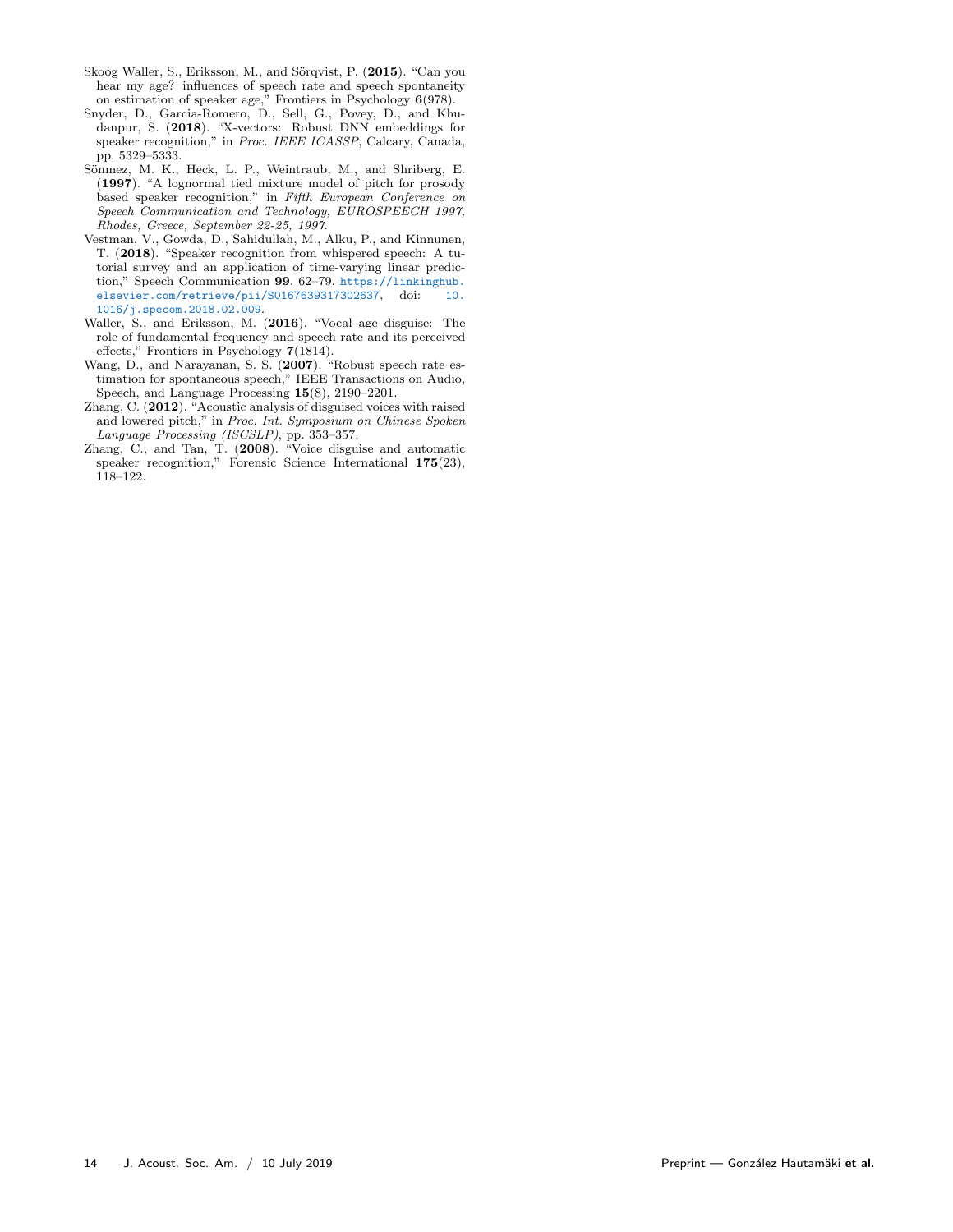Skoog Waller, S., Eriksson, M., and Sörqvist, P. (**2015**). "Can you hear my age? influences of speech rate and speech spontaneity on estimation of speaker age," Frontiers in Psychology **6**(978).

Snyder, D., Garcia-Romero, D., Sell, G., Povey, D., and Khudanpur, S. (**2018**). "X-vectors: Robust DNN embeddings for speaker recognition," in *Proc. IEEE ICASSP*, Calcary, Canada, pp. 5329–5333.

Sönmez, M. K., Heck, L. P., Weintraub, M., and Shriberg, E. (**1997**). "A lognormal tied mixture model of pitch for prosody based speaker recognition," in *Fifth European Conference on Speech Communication and Technology, EUROSPEECH 1997, Rhodes, Greece, September 22-25, 1997*.

Vestman, V., Gowda, D., Sahidullah, M., Alku, P., and Kinnunen, T. (**2018**). "Speaker recognition from whispered speech: A tutorial survey and an application of time-varying linear prediction," Speech Communication **99**, 62–79, https://linkinghub.elsevier.com/retrieve/pii/S0167639317302637, doi: 10.1016/j.specom.2018.02.009.

Waller, S., and Eriksson, M. (**2016**). "Vocal age disguise: The role of fundamental frequency and speech rate and its perceived effects," Frontiers in Psychology **7**(1814).

Wang, D., and Narayanan, S. S. (**2007**). "Robust speech rate estimation for spontaneous speech," IEEE Transactions on Audio, Speech, and Language Processing **15**(8), 2190–2201.

Zhang, C. (**2012**). "Acoustic analysis of disguised voices with raised and lowered pitch," in *Proc. Int. Symposium on Chinese Spoken Language Processing (ISCSLP)*, pp. 353–357.

Zhang, C., and Tan, T. (**2008**). "Voice disguise and automatic speaker recognition," Forensic Science International **175**(23), 118–122.